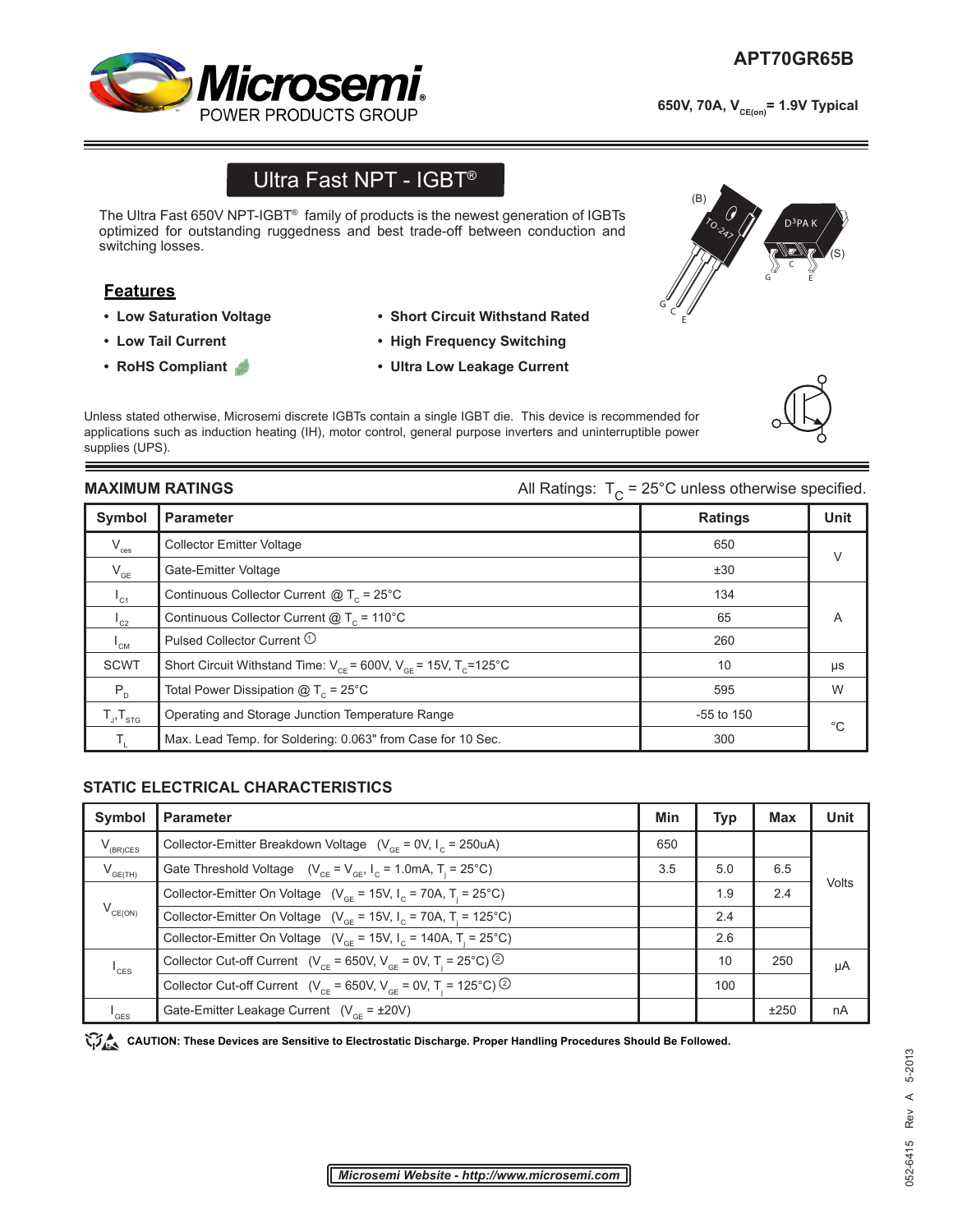# APT70GR65B

650V, 70A, $V_{CE(on)}$ = 1.9V Typical

## Ultra Fast NPT - IGBT®

The Ultra Fast 650V NPT-IGBT® family of products is the newest generation of IGBTs optimized for outstanding ruggedness and best trade-off between conduction and switching losses.

### Features

- Low Saturation Voltage
- Low Tail Current
- RoHS Compliant
- Short Circuit Withstand Rated
- High Frequency Switching
- Ultra Low Leakage Current

Unless stated otherwise, Microsemi discrete IGBTs contain a single IGBT die. This device is recommended for applications such as induction heating (IH), motor control, general purpose inverters and uninterruptible power supplies (UPS).

## MAXIMUM RATINGS

All Ratings: $T_C$ = 25°C unless otherwise specified.

| Symbol | Parameter | Ratings | Unit |
|---|---|---|---|
| $V_{ces}$ | Collector Emitter Voltage | 650 | V |
| $V_{GE}$ | Gate-Emitter Voltage | ±30 | V |
| $I_{C1}$ | Continuous Collector Current @ $T_C$ = 25°C | 134 | A |
| $I_{C2}$ | Continuous Collector Current @ $T_C$ = 110°C | 65 | A |
| $I_{CM}$ | Pulsed Collector Current ① | 260 | A |
| SCWT | Short Circuit Withstand Time: $V_{CE}$ = 600V, $V_{GE}$ = 15V, $T_C$=125°C | 10 | μs |
| $P_D$ | Total Power Dissipation @ $T_C$ = 25°C | 595 | W |
| $T_J$,$T_{STG}$ | Operating and Storage Junction Temperature Range | -55 to 150 | °C |
| $T_L$ | Max. Lead Temp. for Soldering: 0.063" from Case for 10 Sec. | 300 | °C |

## STATIC ELECTRICAL CHARACTERISTICS

| Symbol | Parameter | Min | Typ | Max | Unit |
|---|---|---|---|---|---|
| $V_{(BR)CES}$ | Collector-Emitter Breakdown Voltage ($V_{GE}$ = 0V, $I_C$ = 250uA) | 650 | | | Volts |
| $V_{GE(TH)}$ | Gate Threshold Voltage ($V_{CE}$ = $V_{GE}$, $I_C$ = 1.0mA, $T_j$ = 25°C) | 3.5 | 5.0 | 6.5 | Volts |
| $V_{CE(ON)}$ | Collector-Emitter On Voltage ($V_{GE}$ = 15V, $I_C$ = 70A, $T_j$ = 25°C) | | 1.9 | 2.4 | Volts |
| | Collector-Emitter On Voltage ($V_{GE}$ = 15V, $I_C$ = 70A, $T_j$ = 125°C) | | 2.4 | | Volts |
| | Collector-Emitter On Voltage ($V_{GE}$ = 15V, $I_C$ = 140A, $T_j$ = 25°C) | | 2.6 | | Volts |
| $I_{CES}$ | Collector Cut-off Current ($V_{CE}$ = 650V, $V_{GE}$ = 0V, $T_j$ = 25°C) ② | | 10 | 250 | μA |
| | Collector Cut-off Current ($V_{CE}$ = 650V, $V_{GE}$ = 0V, $T_j$ = 125°C) ② | | 100 | | μA |
| $I_{GES}$ | Gate-Emitter Leakage Current ($V_{GE}$ = ±20V) | | | ±250 | nA |

**CAUTION: These Devices are Sensitive to Electrostatic Discharge. Proper Handling Procedures Should Be Followed.**

*Microsemi Website - http://www.microsemi.com*

052-6415 Rev A 5-2013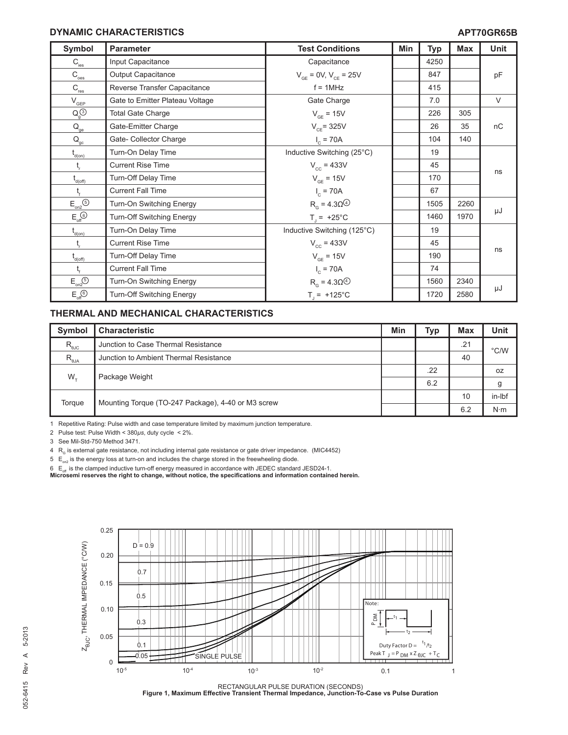## DYNAMIC CHARACTERISTICS

**APT70GR65B**

| Symbol | Parameter | Test Conditions | Min | Typ | Max | Unit |
|---|---|---|---|---|---|---|
| $C_{ies}$ | Input Capacitance | Capacitance | | 4250 | | pF |
| $C_{oes}$ | Output Capacitance | $V_{GE}$ = 0V, $V_{CE}$ = 25V | | 847 | | |
| $C_{res}$ | Reverse Transfer Capacitance | f = 1MHz | | 415 | | |
| $V_{GEP}$ | Gate to Emitter Plateau Voltage | Gate Charge | | 7.0 | | V |
| $Q_g$ (3) | Total Gate Charge | $V_{GE}$ = 15V | | 226 | 305 | nC |
| $Q_{ge}$ | Gate-Emitter Charge | $V_{CE}$= 325V | | 26 | 35 | |
| $Q_{gc}$ | Gate- Collector Charge | $I_C$ = 70A | | 104 | 140 | |
| $t_{d(on)}$ | Turn-On Delay Time | Inductive Switching (25°C) | | 19 | | ns |
| $t_r$ | Current Rise Time | $V_{CC}$ = 433V | | 45 | | |
| $t_{d(off)}$ | Turn-Off Delay Time | $V_{GE}$ = 15V | | 170 | | |
| $t_f$ | Current Fall Time | $I_C$ = 70A | | 67 | | |
| $E_{on2}$ (5) | Turn-On Switching Energy | $R_G$ = 4.3Ω (4) | | 1505 | 2260 | μJ |
| $E_{off}$ (6) | Turn-Off Switching Energy | $T_J$ = +25°C | | 1460 | 1970 | |
| $t_{d(on)}$ | Turn-On Delay Time | Inductive Switching (125°C) | | 19 | | ns |
| $t_r$ | Current Rise Time | $V_{CC}$ = 433V | | 45 | | |
| $t_{d(off)}$ | Turn-Off Delay Time | $V_{GE}$ = 15V | | 190 | | |
| $t_f$ | Current Fall Time | $I_C$ = 70A | | 74 | | |
| $E_{on2}$ (5) | Turn-On Switching Energy | $R_G$ = 4.3Ω (4) | | 1560 | 2340 | μJ |
| $E_{off}$ (6) | Turn-Off Switching Energy | $T_J$ = +125°C | | 1720 | 2580 | |

## THERMAL AND MECHANICAL CHARACTERISTICS

| Symbol | Characteristic | Min | Typ | Max | Unit |
|---|---|---|---|---|---|
| $R_{\theta JC}$ | Junction to Case Thermal Resistance | | | .21 | °C/W |
| $R_{\theta JA}$ | Junction to Ambient Thermal Resistance | | | 40 | |
| $W_T$ | Package Weight | | .22 | | oz |
| | | | 6.2 | | g |
| Torque | Mounting Torque (TO-247 Package), 4-40 or M3 screw | | | 10 | in-lbf |
| | | | | 6.2 | N·m |

1 Repetitive Rating: Pulse width and case temperature limited by maximum junction temperature.

2 Pulse test: Pulse Width < 380μs, duty cycle < 2%.

3 See Mil-Std-750 Method 3471.

4 $R_G$ is external gate resistance, not including internal gate resistance or gate driver impedance. (MIC4452)

5 $E_{on2}$ is the energy loss at turn-on and includes the charge stored in the freewheeling diode.

6 $E_{off}$ is the clamped inductive turn-off energy measured in accordance with JEDEC standard JESD24-1.

**Microsemi reserves the right to change, without notice, the specifications and information contained herein.**

**Figure 1, Maximum Effective Transient Thermal Impedance, Junction-To-Case vs Pulse Duration**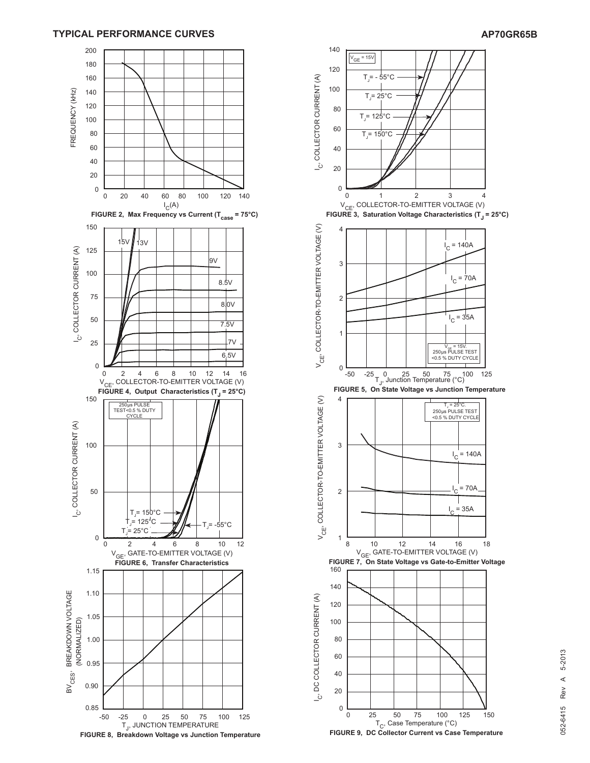## TYPICAL PERFORMANCE CURVES

FIGURE 2, Max Frequency vs Current ($T_{case}$ = 75°C)

FIGURE 3, Saturation Voltage Characteristics ($T_J$ = 25°C)

FIGURE 4, Output Characteristics ($T_J$ = 25°C)

FIGURE 5, On State Voltage vs Junction Temperature

FIGURE 6, Transfer Characteristics

FIGURE 7, On State Voltage vs Gate-to-Emitter Voltage

FIGURE 8, Breakdown Voltage vs Junction Temperature

FIGURE 9, DC Collector Current vs Case Temperature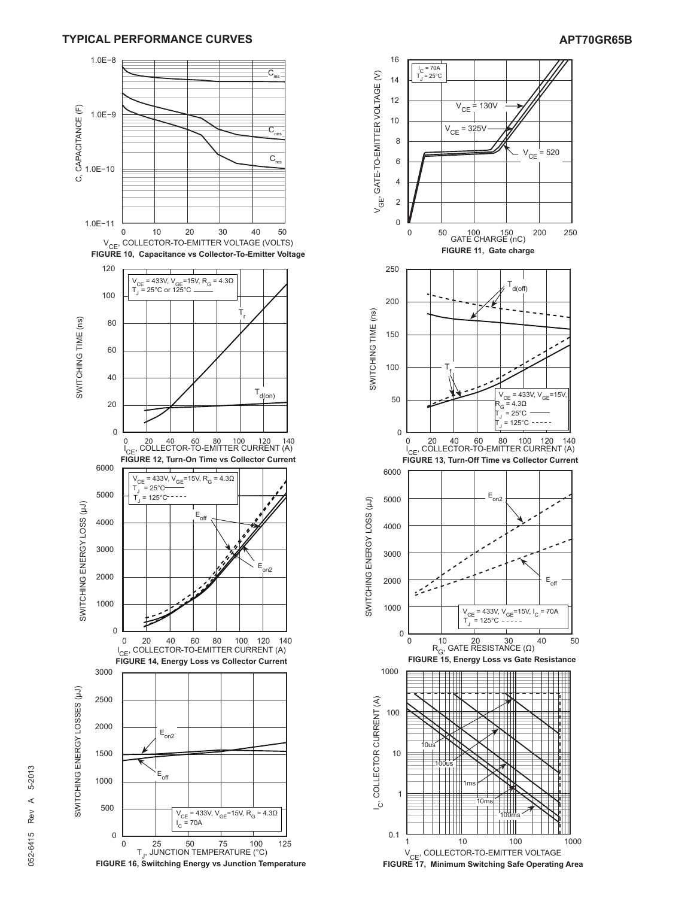## TYPICAL PERFORMANCE CURVES

FIGURE 10, Capacitance vs Collector-To-Emitter Voltage

FIGURE 11, Gate charge

FIGURE 12, Turn-On Time vs Collector Current

FIGURE 13, Turn-Off Time vs Collector Current

FIGURE 14, Energy Loss vs Collector Current

FIGURE 15, Energy Loss vs Gate Resistance

FIGURE 16, Swiitching Energy vs Junction Temperature

FIGURE 17, Minimum Switching Safe Operating Area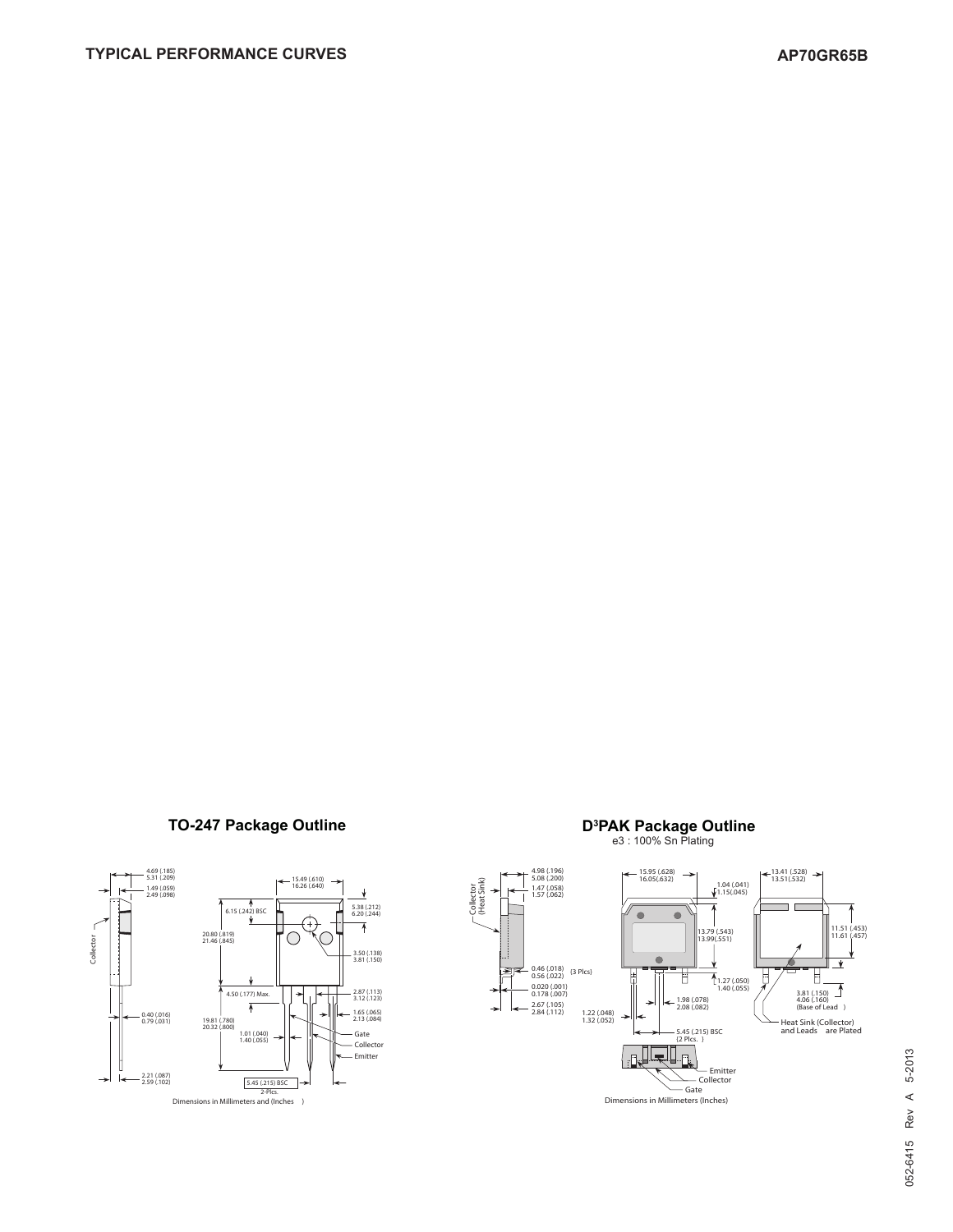## TO-247 Package Outline

4.69 (.185)
5.31 (.209)

1.49 (.059)
2.49 (.098)

Collector

15.49 (.610)
16.26 (.640)

5.38 (.212)
6.20 (.244)

6.15 (.242) BSC

20.80 (.819)
21.46 (.845)

3.50 (.138)
3.81 (.150)

4.50 (.177) Max.

2.87 (.113)
3.12 (.123)

1.65 (.065)
2.13 (.084)

0.40 (.016)
0.79 (.031)

19.81 (.780)
20.32 (.800)

1.01 (.040)
1.40 (.055)

Gate
Collector
Emitter

2.21 (.087)
2.59 (.102)

5.45 (.215) BSC
2-Plcs.

Dimensions in Millimeters and (Inches)

## D³PAK Package Outline

e3 : 100% Sn Plating

Collector
(Heat Sink)

4.98 (.196)
5.08 (.200)

1.47 (.058)
1.57 (.062)

15.95 (.628)
16.05(.632)

1.04 (.041)
1.15(.045)

13.41 (.528)
13.51(.532)

13.79 (.543)
13.99(.551)

11.51 (.453)
11.61 (.457)

0.46 (.018)
0.56 (.022) {3 Plcs}

0.020 (.001)
0.178 (.007)

2.67 (.105)
2.84 (.112)

1.27 (.050)
1.40 (.055)

1.98 (.078)
2.08 (.082)

3.81 (.150)
4.06 (.160)
(Base of Lead)

1.22 (.048)
1.32 (.052)

5.45 (.215) BSC
{2 Plcs.}

Heat Sink (Collector)
and Leads are Plated

Emitter
Collector
Gate

Dimensions in Millimeters (Inches)

052-6415 Rev A 5-2013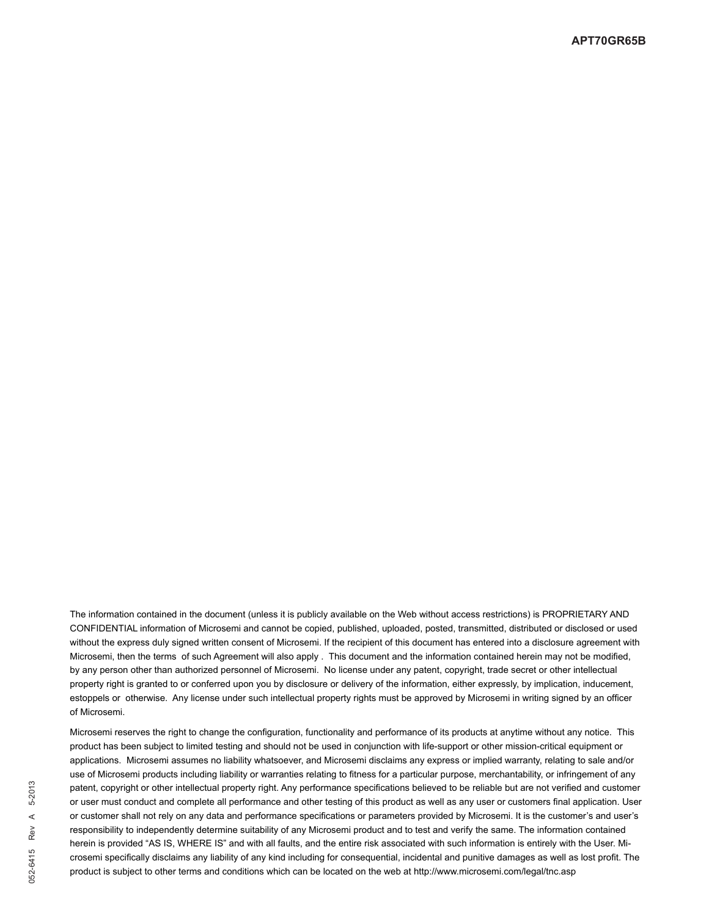The information contained in the document (unless it is publicly available on the Web without access restrictions) is PROPRIETARY AND CONFIDENTIAL information of Microsemi and cannot be copied, published, uploaded, posted, transmitted, distributed or disclosed or used without the express duly signed written consent of Microsemi. If the recipient of this document has entered into a disclosure agreement with Microsemi, then the terms of such Agreement will also apply . This document and the information contained herein may not be modified, by any person other than authorized personnel of Microsemi. No license under any patent, copyright, trade secret or other intellectual property right is granted to or conferred upon you by disclosure or delivery of the information, either expressly, by implication, inducement, estoppels or otherwise. Any license under such intellectual property rights must be approved by Microsemi in writing signed by an officer of Microsemi.

Microsemi reserves the right to change the configuration, functionality and performance of its products at anytime without any notice. This product has been subject to limited testing and should not be used in conjunction with life-support or other mission-critical equipment or applications. Microsemi assumes no liability whatsoever, and Microsemi disclaims any express or implied warranty, relating to sale and/or use of Microsemi products including liability or warranties relating to fitness for a particular purpose, merchantability, or infringement of any patent, copyright or other intellectual property right. Any performance specifications believed to be reliable but are not verified and customer or user must conduct and complete all performance and other testing of this product as well as any user or customers final application. User or customer shall not rely on any data and performance specifications or parameters provided by Microsemi. It is the customer's and user's responsibility to independently determine suitability of any Microsemi product and to test and verify the same. The information contained herein is provided "AS IS, WHERE IS" and with all faults, and the entire risk associated with such information is entirely with the User. Microsemi specifically disclaims any liability of any kind including for consequential, incidental and punitive damages as well as lost profit. The product is subject to other terms and conditions which can be located on the web at http://www.microsemi.com/legal/tnc.asp